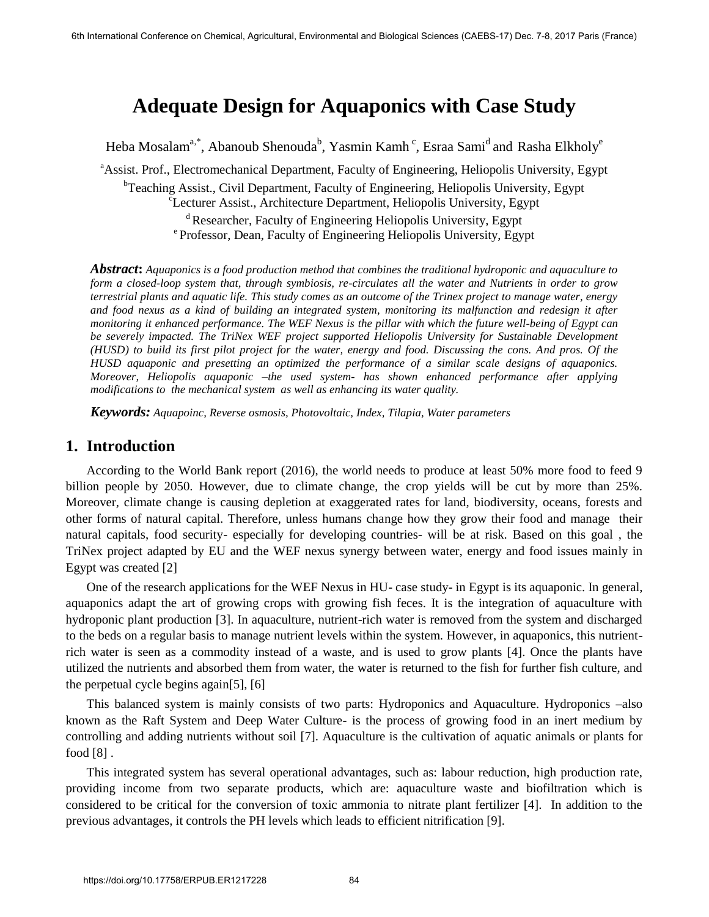# Adequate Design for Aquaponics with Case Study

Heba Mosalam[a,*], Abanoub Shenouda[b], Yasmin Kamh[c], Esraa Sami[d] and Rasha Elkholy[e]

[a]Assist. Prof., Electromechanical Department, Faculty of Engineering, Heliopolis University, Egypt
[b]Teaching Assist., Civil Department, Faculty of Engineering, Heliopolis University, Egypt
[c]Lecturer Assist., Architecture Department, Heliopolis University, Egypt
[d]Researcher, Faculty of Engineering Heliopolis University, Egypt
[e]Professor, Dean, Faculty of Engineering Heliopolis University, Egypt

***Abstract*:** *Aquaponics is a food production method that combines the traditional hydroponic and aquaculture to form a closed-loop system that, through symbiosis, re-circulates all the water and Nutrients in order to grow terrestrial plants and aquatic life. This study comes as an outcome of the Trinex project to manage water, energy and food nexus as a kind of building an integrated system, monitoring its malfunction and redesign it after monitoring it enhanced performance. The WEF Nexus is the pillar with which the future well-being of Egypt can be severely impacted. The TriNex WEF project supported Heliopolis University for Sustainable Development (HUSD) to build its first pilot project for the water, energy and food. Discussing the cons. And pros. Of the HUSD aquaponic and presetting an optimized the performance of a similar scale designs of aquaponics. Moreover, Heliopolis aquaponic –the used system- has shown enhanced performance after applying modifications to the mechanical system as well as enhancing its water quality.*

***Keywords:*** *Aquapoinc, Reverse osmosis, Photovoltaic, Index, Tilapia, Water parameters*

## 1. Introduction

According to the World Bank report (2016), the world needs to produce at least 50% more food to feed 9 billion people by 2050. However, due to climate change, the crop yields will be cut by more than 25%. Moreover, climate change is causing depletion at exaggerated rates for land, biodiversity, oceans, forests and other forms of natural capital. Therefore, unless humans change how they grow their food and manage their natural capitals, food security- especially for developing countries- will be at risk. Based on this goal , the TriNex project adapted by EU and the WEF nexus synergy between water, energy and food issues mainly in Egypt was created [2]

One of the research applications for the WEF Nexus in HU- case study- in Egypt is its aquaponic. In general, aquaponics adapt the art of growing crops with growing fish feces. It is the integration of aquaculture with hydroponic plant production [3]. In aquaculture, nutrient-rich water is removed from the system and discharged to the beds on a regular basis to manage nutrient levels within the system. However, in aquaponics, this nutrient-rich water is seen as a commodity instead of a waste, and is used to grow plants [4]. Once the plants have utilized the nutrients and absorbed them from water, the water is returned to the fish for further fish culture, and the perpetual cycle begins again[5], [6]

This balanced system is mainly consists of two parts: Hydroponics and Aquaculture. Hydroponics –also known as the Raft System and Deep Water Culture- is the process of growing food in an inert medium by controlling and adding nutrients without soil [7]. Aquaculture is the cultivation of aquatic animals or plants for food [8] .

This integrated system has several operational advantages, such as: labour reduction, high production rate, providing income from two separate products, which are: aquaculture waste and biofiltration which is considered to be critical for the conversion of toxic ammonia to nitrate plant fertilizer [4]. In addition to the previous advantages, it controls the PH levels which leads to efficient nitrification [9].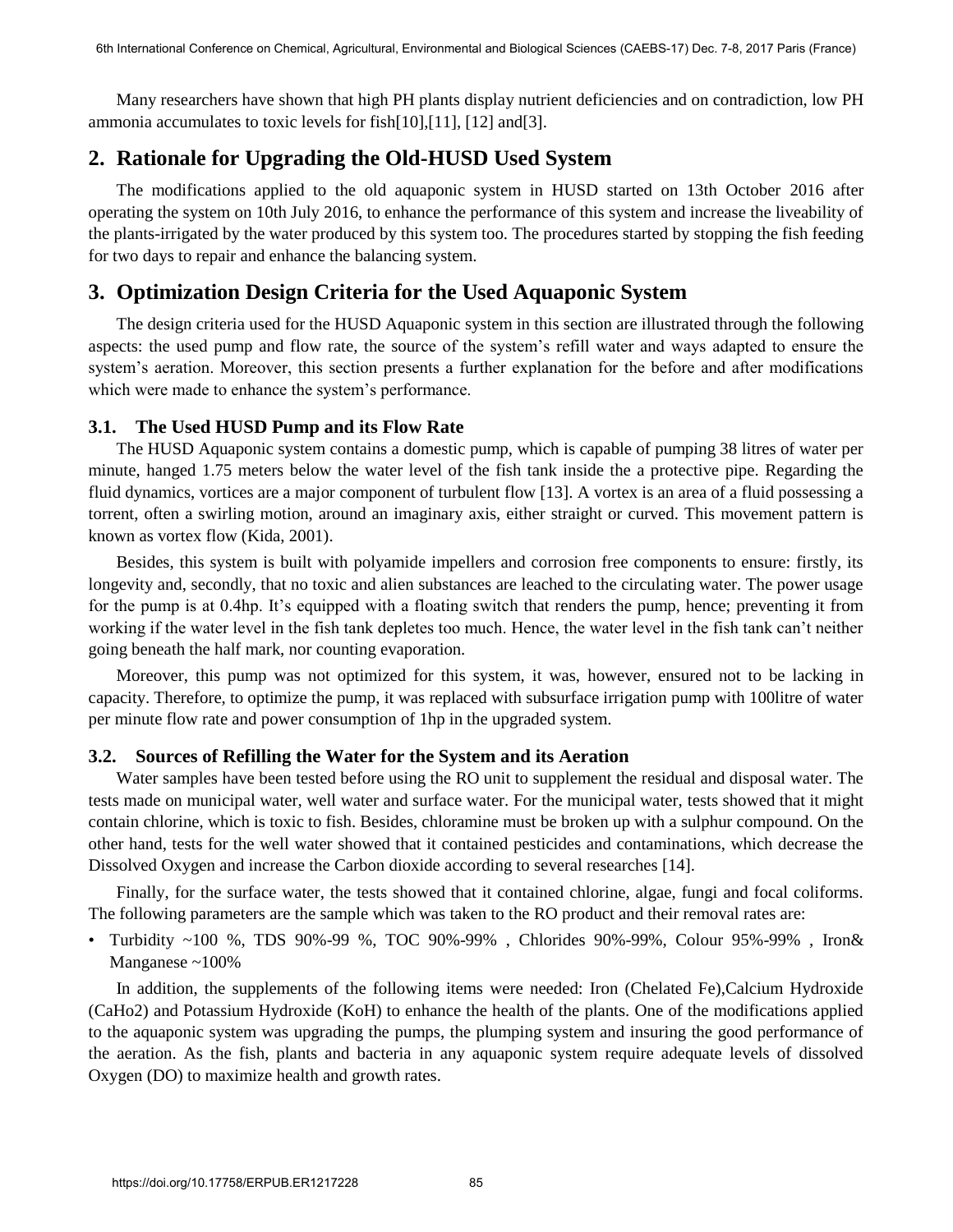Many researchers have shown that high PH plants display nutrient deficiencies and on contradiction, low PH ammonia accumulates to toxic levels for fish[10],[11], [12] and[3].

## 2. Rationale for Upgrading the Old-HUSD Used System

The modifications applied to the old aquaponic system in HUSD started on 13th October 2016 after operating the system on 10th July 2016, to enhance the performance of this system and increase the liveability of the plants-irrigated by the water produced by this system too. The procedures started by stopping the fish feeding for two days to repair and enhance the balancing system.

## 3. Optimization Design Criteria for the Used Aquaponic System

The design criteria used for the HUSD Aquaponic system in this section are illustrated through the following aspects: the used pump and flow rate, the source of the system's refill water and ways adapted to ensure the system's aeration. Moreover, this section presents a further explanation for the before and after modifications which were made to enhance the system's performance.

### 3.1. The Used HUSD Pump and its Flow Rate

The HUSD Aquaponic system contains a domestic pump, which is capable of pumping 38 litres of water per minute, hanged 1.75 meters below the water level of the fish tank inside the a protective pipe. Regarding the fluid dynamics, vortices are a major component of turbulent flow [13]. A vortex is an area of a fluid possessing a torrent, often a swirling motion, around an imaginary axis, either straight or curved. This movement pattern is known as vortex flow (Kida, 2001).

Besides, this system is built with polyamide impellers and corrosion free components to ensure: firstly, its longevity and, secondly, that no toxic and alien substances are leached to the circulating water. The power usage for the pump is at 0.4hp. It's equipped with a floating switch that renders the pump, hence; preventing it from working if the water level in the fish tank depletes too much. Hence, the water level in the fish tank can't neither going beneath the half mark, nor counting evaporation.

Moreover, this pump was not optimized for this system, it was, however, ensured not to be lacking in capacity. Therefore, to optimize the pump, it was replaced with subsurface irrigation pump with 100litre of water per minute flow rate and power consumption of 1hp in the upgraded system.

### 3.2. Sources of Refilling the Water for the System and its Aeration

Water samples have been tested before using the RO unit to supplement the residual and disposal water. The tests made on municipal water, well water and surface water. For the municipal water, tests showed that it might contain chlorine, which is toxic to fish. Besides, chloramine must be broken up with a sulphur compound. On the other hand, tests for the well water showed that it contained pesticides and contaminations, which decrease the Dissolved Oxygen and increase the Carbon dioxide according to several researches [14].

Finally, for the surface water, the tests showed that it contained chlorine, algae, fungi and focal coliforms. The following parameters are the sample which was taken to the RO product and their removal rates are:

- Turbidity ~100 %, TDS 90%-99 %, TOC 90%-99% , Chlorides 90%-99%, Colour 95%-99% , Iron& Manganese ~100%

In addition, the supplements of the following items were needed: Iron (Chelated Fe),Calcium Hydroxide (CaHo2) and Potassium Hydroxide (KoH) to enhance the health of the plants. One of the modifications applied to the aquaponic system was upgrading the pumps, the plumping system and insuring the good performance of the aeration. As the fish, plants and bacteria in any aquaponic system require adequate levels of dissolved Oxygen (DO) to maximize health and growth rates.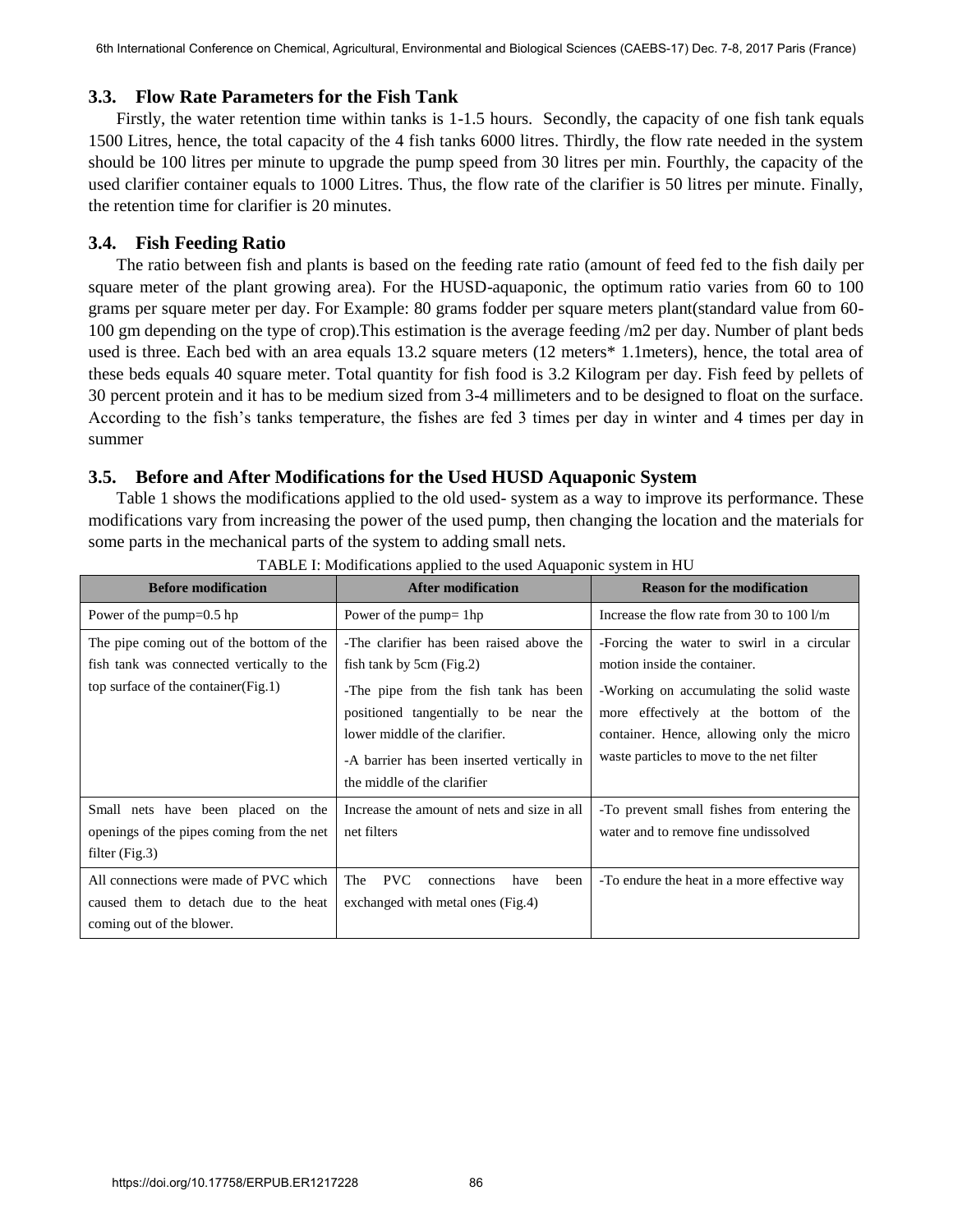### 3.3. Flow Rate Parameters for the Fish Tank

Firstly, the water retention time within tanks is 1-1.5 hours. Secondly, the capacity of one fish tank equals 1500 Litres, hence, the total capacity of the 4 fish tanks 6000 litres. Thirdly, the flow rate needed in the system should be 100 litres per minute to upgrade the pump speed from 30 litres per min. Fourthly, the capacity of the used clarifier container equals to 1000 Litres. Thus, the flow rate of the clarifier is 50 litres per minute. Finally, the retention time for clarifier is 20 minutes.

### 3.4. Fish Feeding Ratio

The ratio between fish and plants is based on the feeding rate ratio (amount of feed fed to the fish daily per square meter of the plant growing area). For the HUSD-aquaponic, the optimum ratio varies from 60 to 100 grams per square meter per day. For Example: 80 grams fodder per square meters plant(standard value from 60-100 gm depending on the type of crop).This estimation is the average feeding /m2 per day. Number of plant beds used is three. Each bed with an area equals 13.2 square meters (12 meters* 1.1meters), hence, the total area of these beds equals 40 square meter. Total quantity for fish food is 3.2 Kilogram per day. Fish feed by pellets of 30 percent protein and it has to be medium sized from 3-4 millimeters and to be designed to float on the surface. According to the fish's tanks temperature, the fishes are fed 3 times per day in winter and 4 times per day in summer

### 3.5. Before and After Modifications for the Used HUSD Aquaponic System

Table 1 shows the modifications applied to the old used- system as a way to improve its performance. These modifications vary from increasing the power of the used pump, then changing the location and the materials for some parts in the mechanical parts of the system to adding small nets.

TABLE I: Modifications applied to the used Aquaponic system in HU

| Before modification | After modification | Reason for the modification |
|---|---|---|
| Power of the pump=0.5 hp | Power of the pump= 1hp | Increase the flow rate from 30 to 100 l/m |
| The pipe coming out of the bottom of the fish tank was connected vertically to the top surface of the container(Fig.1) | -The clarifier has been raised above the fish tank by 5cm (Fig.2)<br>-The pipe from the fish tank has been positioned tangentially to be near the lower middle of the clarifier.<br>-A barrier has been inserted vertically in the middle of the clarifier | -Forcing the water to swirl in a circular motion inside the container.<br>-Working on accumulating the solid waste more effectively at the bottom of the container. Hence, allowing only the micro waste particles to move to the net filter |
| Small nets have been placed on the openings of the pipes coming from the net filter (Fig.3) | Increase the amount of nets and size in all net filters | -To prevent small fishes from entering the water and to remove fine undissolved |
| All connections were made of PVC which caused them to detach due to the heat coming out of the blower. | The PVC connections have been exchanged with metal ones (Fig.4) | -To endure the heat in a more effective way |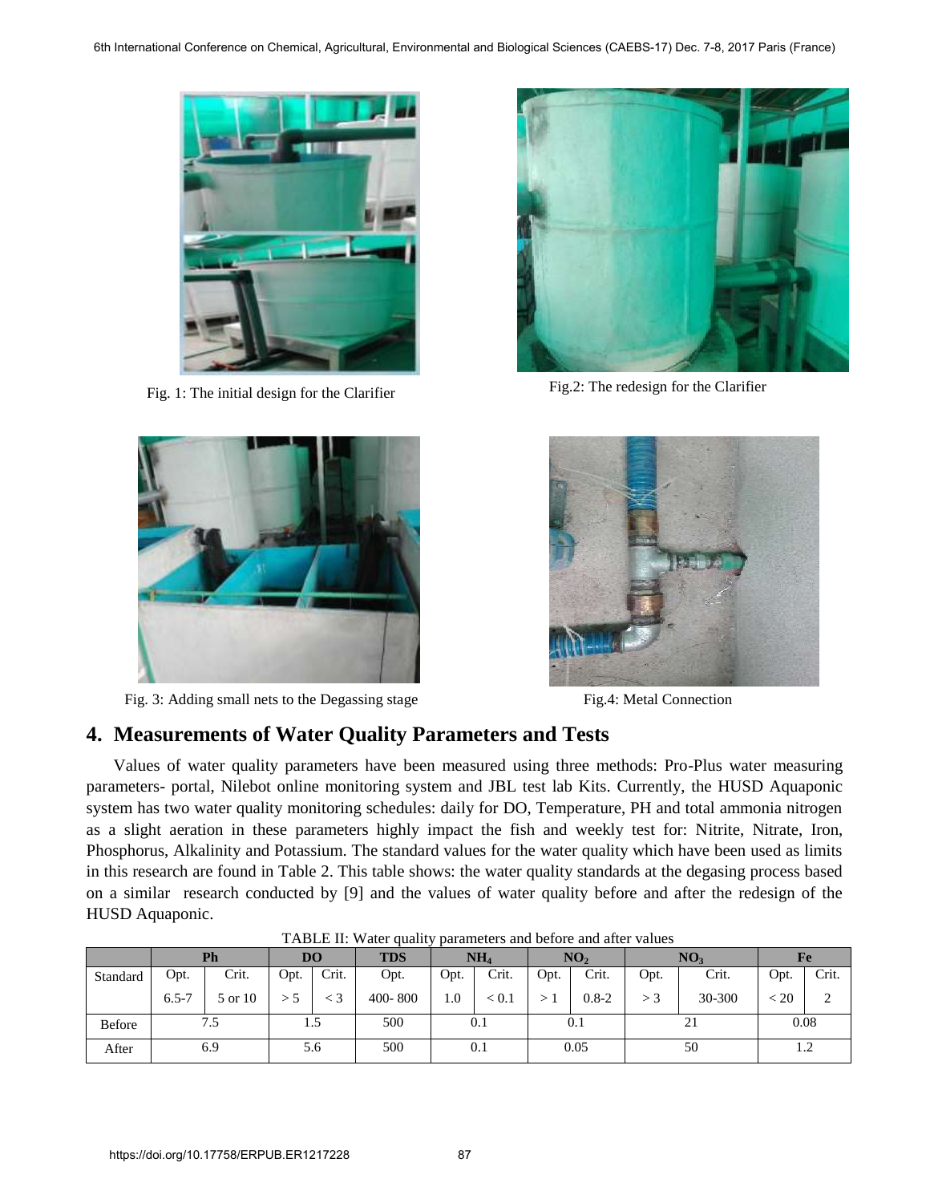Fig. 1: The initial design for the Clarifier

Fig.2: The redesign for the Clarifier

Fig. 3: Adding small nets to the Degassing stage

Fig.4: Metal Connection

## 4. Measurements of Water Quality Parameters and Tests

Values of water quality parameters have been measured using three methods: Pro-Plus water measuring parameters- portal, Nilebot online monitoring system and JBL test lab Kits. Currently, the HUSD Aquaponic system has two water quality monitoring schedules: daily for DO, Temperature, PH and total ammonia nitrogen as a slight aeration in these parameters highly impact the fish and weekly test for: Nitrite, Nitrate, Iron, Phosphorus, Alkalinity and Potassium. The standard values for the water quality which have been used as limits in this research are found in Table 2. This table shows: the water quality standards at the degasing process based on a similar research conducted by [9] and the values of water quality before and after the redesign of the HUSD Aquaponic.

TABLE II: Water quality parameters and before and after values

| | Ph | | DO | | TDS | $NH_4$ | | $NO_2$ | | $NO_3$ | | Fe | |
|---|---|---|---|---|---|---|---|---|---|---|---|---|---|
| Standard | Opt. | Crit. | Opt. | Crit. | Opt. | Opt. | Crit. | Opt. | Crit. | Opt. | Crit. | Opt. | Crit. |
| | 6.5-7 | 5 or 10 | > 5 | < 3 | 400- 800 | 1.0 | < 0.1 | > 1 | 0.8-2 | > 3 | 30-300 | < 20 | 2 |
| Before | 7.5 | | 1.5 | | 500 | 0.1 | | 0.1 | | 21 | | 0.08 | |
| After | 6.9 | | 5.6 | | 500 | 0.1 | | 0.05 | | 50 | | 1.2 | |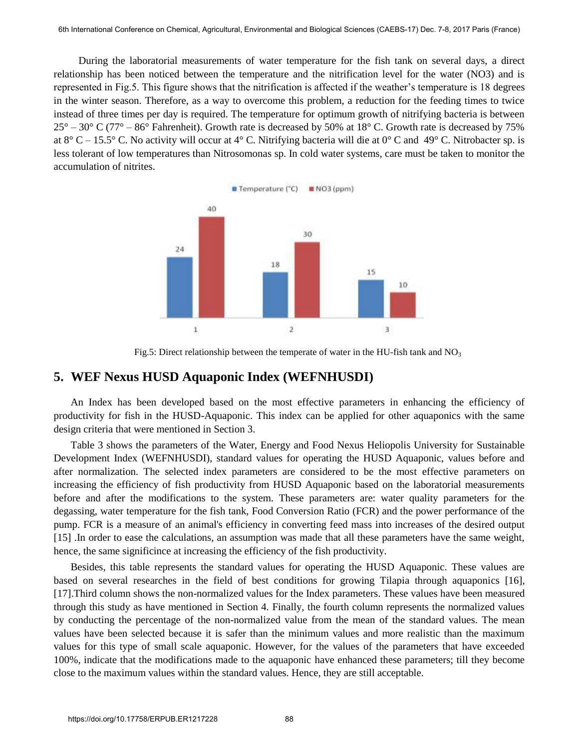During the laboratorial measurements of water temperature for the fish tank on several days, a direct relationship has been noticed between the temperature and the nitrification level for the water (NO3) and is represented in Fig.5. This figure shows that the nitrification is affected if the weather's temperature is 18 degrees in the winter season. Therefore, as a way to overcome this problem, a reduction for the feeding times to twice instead of three times per day is required. The temperature for optimum growth of nitrifying bacteria is between 25° – 30° C (77° – 86° Fahrenheit). Growth rate is decreased by 50% at 18° C. Growth rate is decreased by 75% at 8° C – 15.5° C. No activity will occur at 4° C. Nitrifying bacteria will die at 0° C and 49° C. Nitrobacter sp. is less tolerant of low temperatures than Nitrosomonas sp. In cold water systems, care must be taken to monitor the accumulation of nitrites.

| | Temperature (°C) | NO3 (ppm) |
|---|---|---|
| 1 | 24 | 40 |
| 2 | 18 | 30 |
| 3 | 15 | 10 |

Fig.5: Direct relationship between the temperate of water in the HU-fish tank and $NO_3$

## 5. WEF Nexus HUSD Aquaponic Index (WEFNHUSDI)

An Index has been developed based on the most effective parameters in enhancing the efficiency of productivity for fish in the HUSD-Aquaponic. This index can be applied for other aquaponics with the same design criteria that were mentioned in Section 3.

Table 3 shows the parameters of the Water, Energy and Food Nexus Heliopolis University for Sustainable Development Index (WEFNHUSDI), standard values for operating the HUSD Aquaponic, values before and after normalization. The selected index parameters are considered to be the most effective parameters on increasing the efficiency of fish productivity from HUSD Aquaponic based on the laboratorial measurements before and after the modifications to the system. These parameters are: water quality parameters for the degassing, water temperature for the fish tank, Food Conversion Ratio (FCR) and the power performance of the pump. FCR is a measure of an animal's efficiency in converting feed mass into increases of the desired output [15] .In order to ease the calculations, an assumption was made that all these parameters have the same weight, hence, the same significince at increasing the efficiency of the fish productivity.

Besides, this table represents the standard values for operating the HUSD Aquaponic. These values are based on several researches in the field of best conditions for growing Tilapia through aquaponics [16], [17].Third column shows the non-normalized values for the Index parameters. These values have been measured through this study as have mentioned in Section 4. Finally, the fourth column represents the normalized values by conducting the percentage of the non-normalized value from the mean of the standard values. The mean values have been selected because it is safer than the minimum values and more realistic than the maximum values for this type of small scale aquaponic. However, for the values of the parameters that have exceeded 100%, indicate that the modifications made to the aquaponic have enhanced these parameters; till they become close to the maximum values within the standard values. Hence, they are still acceptable.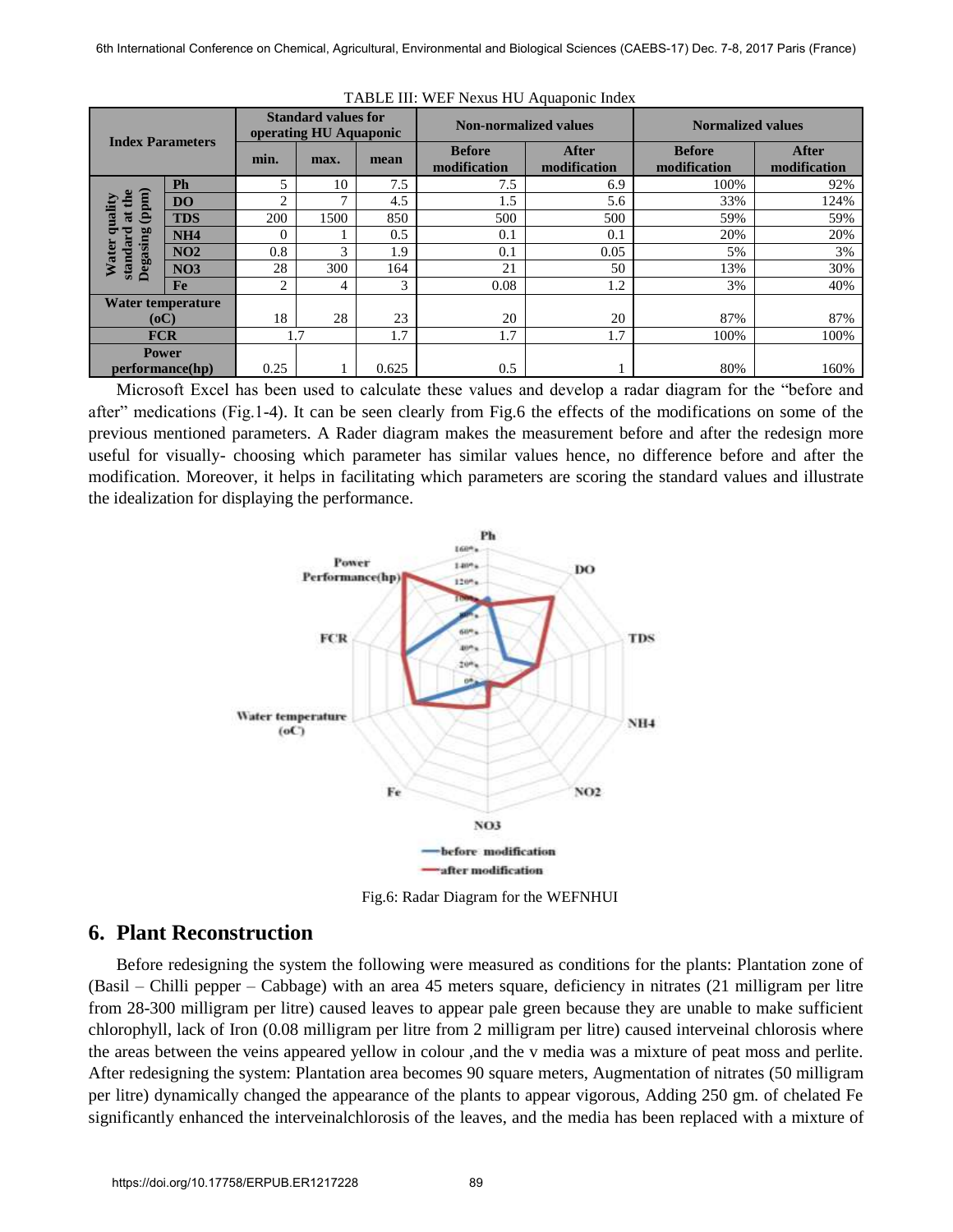TABLE III: WEF Nexus HU Aquaponic Index

| Index Parameters | | Standard values for operating HU Aquaponic | | | Non-normalized values | | Normalized values | |
|---|---|---|---|---|---|---|---|---|
| | | min. | max. | mean | Before modification | After modification | Before modification | After modification |
| Water quality standard at the Degasing (ppm) | Ph | 5 | 10 | 7.5 | 7.5 | 6.9 | 100% | 92% |
| | DO | 2 | 7 | 4.5 | 1.5 | 5.6 | 33% | 124% |
| | TDS | 200 | 1500 | 850 | 500 | 500 | 59% | 59% |
| | NH4 | 0 | 1 | 0.5 | 0.1 | 0.1 | 20% | 20% |
| | NO2 | 0.8 | 3 | 1.9 | 0.1 | 0.05 | 5% | 3% |
| | NO3 | 28 | 300 | 164 | 21 | 50 | 13% | 30% |
| | Fe | 2 | 4 | 3 | 0.08 | 1.2 | 3% | 40% |
| Water temperature (oC) | | 18 | 28 | 23 | 20 | 20 | 87% | 87% |
| FCR | | 1.7 | | 1.7 | 1.7 | 1.7 | 100% | 100% |
| Power performance(hp) | | 0.25 | 1 | 0.625 | 0.5 | 1 | 80% | 160% |

Microsoft Excel has been used to calculate these values and develop a radar diagram for the "before and after" medications (Fig.1-4). It can be seen clearly from Fig.6 the effects of the modifications on some of the previous mentioned parameters. A Rader diagram makes the measurement before and after the redesign more useful for visually- choosing which parameter has similar values hence, no difference before and after the modification. Moreover, it helps in facilitating which parameters are scoring the standard values and illustrate the idealization for displaying the performance.

Fig.6: Radar Diagram for the WEFNHUI

## 6. Plant Reconstruction

Before redesigning the system the following were measured as conditions for the plants: Plantation zone of (Basil – Chilli pepper – Cabbage) with an area 45 meters square, deficiency in nitrates (21 milligram per litre from 28-300 milligram per litre) caused leaves to appear pale green because they are unable to make sufficient chlorophyll, lack of Iron (0.08 milligram per litre from 2 milligram per litre) caused interveinal chlorosis where the areas between the veins appeared yellow in colour ,and the v media was a mixture of peat moss and perlite. After redesigning the system: Plantation area becomes 90 square meters, Augmentation of nitrates (50 milligram per litre) dynamically changed the appearance of the plants to appear vigorous, Adding 250 gm. of chelated Fe significantly enhanced the interveinalchlorosis of the leaves, and the media has been replaced with a mixture of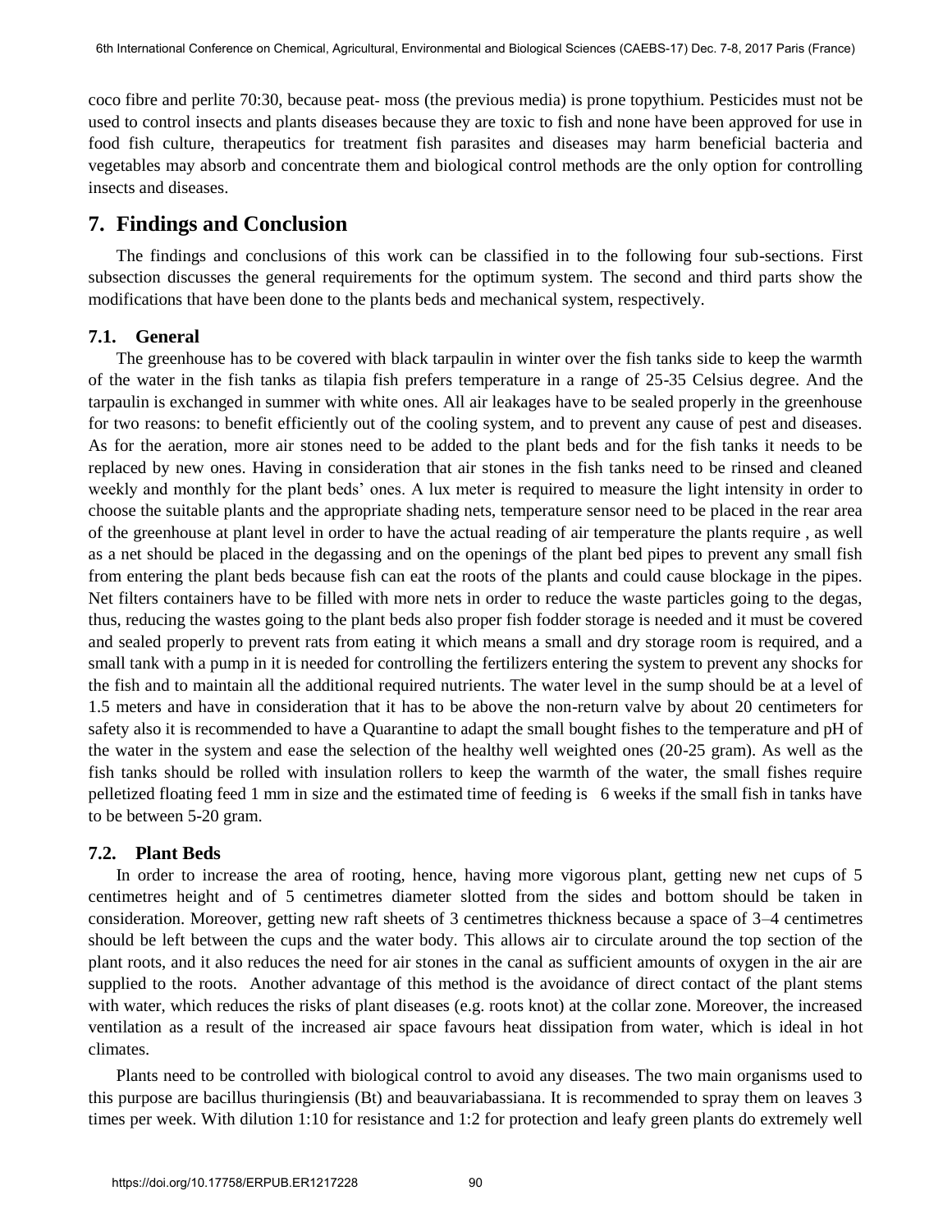coco fibre and perlite 70:30, because peat- moss (the previous media) is prone topythium. Pesticides must not be used to control insects and plants diseases because they are toxic to fish and none have been approved for use in food fish culture, therapeutics for treatment fish parasites and diseases may harm beneficial bacteria and vegetables may absorb and concentrate them and biological control methods are the only option for controlling insects and diseases.

## 7. Findings and Conclusion

The findings and conclusions of this work can be classified in to the following four sub-sections. First subsection discusses the general requirements for the optimum system. The second and third parts show the modifications that have been done to the plants beds and mechanical system, respectively.

### 7.1. General

The greenhouse has to be covered with black tarpaulin in winter over the fish tanks side to keep the warmth of the water in the fish tanks as tilapia fish prefers temperature in a range of 25-35 Celsius degree. And the tarpaulin is exchanged in summer with white ones. All air leakages have to be sealed properly in the greenhouse for two reasons: to benefit efficiently out of the cooling system, and to prevent any cause of pest and diseases. As for the aeration, more air stones need to be added to the plant beds and for the fish tanks it needs to be replaced by new ones. Having in consideration that air stones in the fish tanks need to be rinsed and cleaned weekly and monthly for the plant beds' ones. A lux meter is required to measure the light intensity in order to choose the suitable plants and the appropriate shading nets, temperature sensor need to be placed in the rear area of the greenhouse at plant level in order to have the actual reading of air temperature the plants require , as well as a net should be placed in the degassing and on the openings of the plant bed pipes to prevent any small fish from entering the plant beds because fish can eat the roots of the plants and could cause blockage in the pipes. Net filters containers have to be filled with more nets in order to reduce the waste particles going to the degas, thus, reducing the wastes going to the plant beds also proper fish fodder storage is needed and it must be covered and sealed properly to prevent rats from eating it which means a small and dry storage room is required, and a small tank with a pump in it is needed for controlling the fertilizers entering the system to prevent any shocks for the fish and to maintain all the additional required nutrients. The water level in the sump should be at a level of 1.5 meters and have in consideration that it has to be above the non-return valve by about 20 centimeters for safety also it is recommended to have a Quarantine to adapt the small bought fishes to the temperature and pH of the water in the system and ease the selection of the healthy well weighted ones (20-25 gram). As well as the fish tanks should be rolled with insulation rollers to keep the warmth of the water, the small fishes require pelletized floating feed 1 mm in size and the estimated time of feeding is 6 weeks if the small fish in tanks have to be between 5-20 gram.

### 7.2. Plant Beds

In order to increase the area of rooting, hence, having more vigorous plant, getting new net cups of 5 centimetres height and of 5 centimetres diameter slotted from the sides and bottom should be taken in consideration. Moreover, getting new raft sheets of 3 centimetres thickness because a space of 3–4 centimetres should be left between the cups and the water body. This allows air to circulate around the top section of the plant roots, and it also reduces the need for air stones in the canal as sufficient amounts of oxygen in the air are supplied to the roots. Another advantage of this method is the avoidance of direct contact of the plant stems with water, which reduces the risks of plant diseases (e.g. roots knot) at the collar zone. Moreover, the increased ventilation as a result of the increased air space favours heat dissipation from water, which is ideal in hot climates.

Plants need to be controlled with biological control to avoid any diseases. The two main organisms used to this purpose are bacillus thuringiensis (Bt) and beauvariabassiana. It is recommended to spray them on leaves 3 times per week. With dilution 1:10 for resistance and 1:2 for protection and leafy green plants do extremely well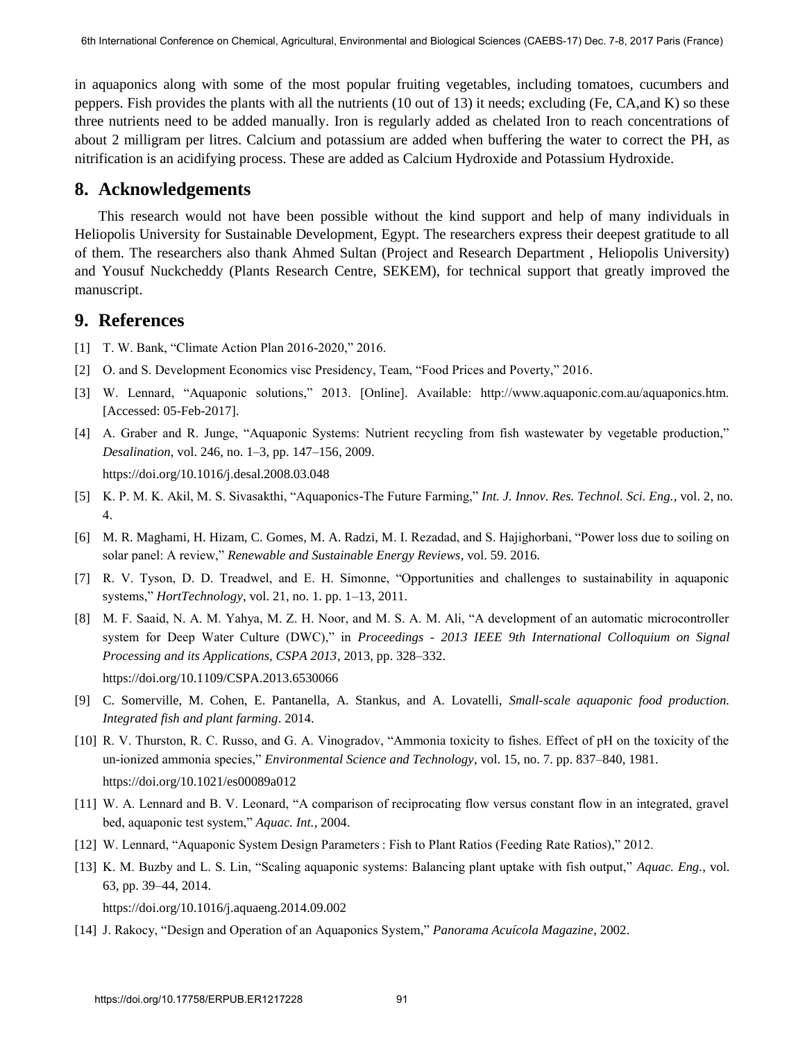in aquaponics along with some of the most popular fruiting vegetables, including tomatoes, cucumbers and peppers. Fish provides the plants with all the nutrients (10 out of 13) it needs; excluding (Fe, CA,and K) so these three nutrients need to be added manually. Iron is regularly added as chelated Iron to reach concentrations of about 2 milligram per litres. Calcium and potassium are added when buffering the water to correct the PH, as nitrification is an acidifying process. These are added as Calcium Hydroxide and Potassium Hydroxide.

## 8. Acknowledgements

This research would not have been possible without the kind support and help of many individuals in Heliopolis University for Sustainable Development, Egypt. The researchers express their deepest gratitude to all of them. The researchers also thank Ahmed Sultan (Project and Research Department , Heliopolis University) and Yousuf Nuckcheddy (Plants Research Centre, SEKEM), for technical support that greatly improved the manuscript.

## 9. References

[1] T. W. Bank, "Climate Action Plan 2016-2020," 2016.

[2] O. and S. Development Economics visc Presidency, Team, "Food Prices and Poverty," 2016.

[3] W. Lennard, "Aquaponic solutions," 2013. [Online]. Available: http://www.aquaponic.com.au/aquaponics.htm. [Accessed: 05-Feb-2017].

[4] A. Graber and R. Junge, "Aquaponic Systems: Nutrient recycling from fish wastewater by vegetable production," *Desalination*, vol. 246, no. 1–3, pp. 147–156, 2009. https://doi.org/10.1016/j.desal.2008.03.048

[5] K. P. M. K. Akil, M. S. Sivasakthi, "Aquaponics-The Future Farming," *Int. J. Innov. Res. Technol. Sci. Eng.*, vol. 2, no. 4.

[6] M. R. Maghami, H. Hizam, C. Gomes, M. A. Radzi, M. I. Rezadad, and S. Hajighorbani, "Power loss due to soiling on solar panel: A review," *Renewable and Sustainable Energy Reviews*, vol. 59. 2016.

[7] R. V. Tyson, D. D. Treadwel, and E. H. Simonne, "Opportunities and challenges to sustainability in aquaponic systems," *HortTechnology*, vol. 21, no. 1. pp. 1–13, 2011.

[8] M. F. Saaid, N. A. M. Yahya, M. Z. H. Noor, and M. S. A. M. Ali, "A development of an automatic microcontroller system for Deep Water Culture (DWC)," in *Proceedings - 2013 IEEE 9th International Colloquium on Signal Processing and its Applications, CSPA 2013*, 2013, pp. 328–332. https://doi.org/10.1109/CSPA.2013.6530066

[9] C. Somerville, M. Cohen, E. Pantanella, A. Stankus, and A. Lovatelli, *Small-scale aquaponic food production. Integrated fish and plant farming*. 2014.

[10] R. V. Thurston, R. C. Russo, and G. A. Vinogradov, "Ammonia toxicity to fishes. Effect of pH on the toxicity of the un-ionized ammonia species," *Environmental Science and Technology*, vol. 15, no. 7. pp. 837–840, 1981. https://doi.org/10.1021/es00089a012

[11] W. A. Lennard and B. V. Leonard, "A comparison of reciprocating flow versus constant flow in an integrated, gravel bed, aquaponic test system," *Aquac. Int.*, 2004.

[12] W. Lennard, "Aquaponic System Design Parameters : Fish to Plant Ratios (Feeding Rate Ratios)," 2012.

[13] K. M. Buzby and L. S. Lin, "Scaling aquaponic systems: Balancing plant uptake with fish output," *Aquac. Eng.*, vol. 63, pp. 39–44, 2014. https://doi.org/10.1016/j.aquaeng.2014.09.002

[14] J. Rakocy, "Design and Operation of an Aquaponics System," *Panorama Acuícola Magazine*, 2002.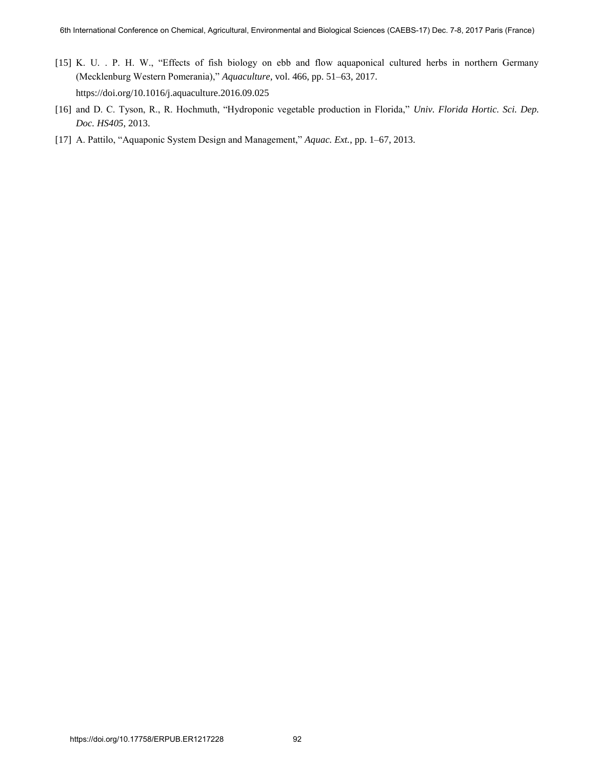[15] K. U. . P. H. W., "Effects of fish biology on ebb and flow aquaponical cultured herbs in northern Germany (Mecklenburg Western Pomerania)," *Aquaculture*, vol. 466, pp. 51–63, 2017. https://doi.org/10.1016/j.aquaculture.2016.09.025

[16] and D. C. Tyson, R., R. Hochmuth, "Hydroponic vegetable production in Florida," *Univ. Florida Hortic. Sci. Dep. Doc. HS405*, 2013.

[17] A. Pattilo, "Aquaponic System Design and Management," *Aquac. Ext.*, pp. 1–67, 2013.